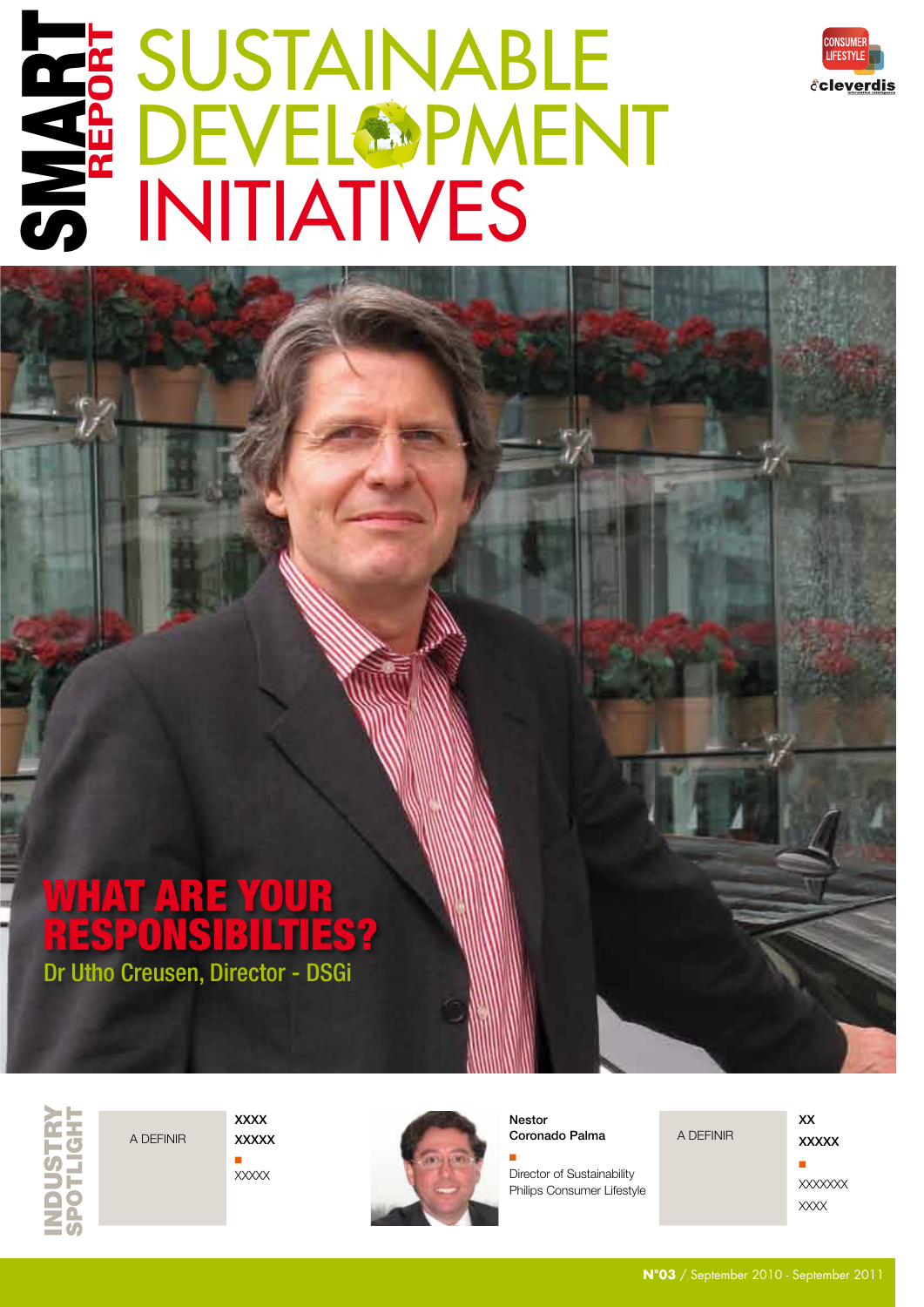SMART REPORT

# SUSTAINABLE DEVELOPMENT INITIATIVES

CONSUMER LIFESTYLE

cleverdis

## WHAT ARE YOUR RESPONSIBILTIES?

Dr Utho Creusen, Director - DSGi

INDUSTRY SPOTLIGHT

A DEFINIR

**XXXX**
**XXXXX**

XXXXX

**Nestor Coronado Palma**

Director of Sustainability
Philips Consumer Lifestyle

A DEFINIR

**XX**
**XXXXX**

XXXXXXX
XXXX

**N°03** / September 2010 - September 2011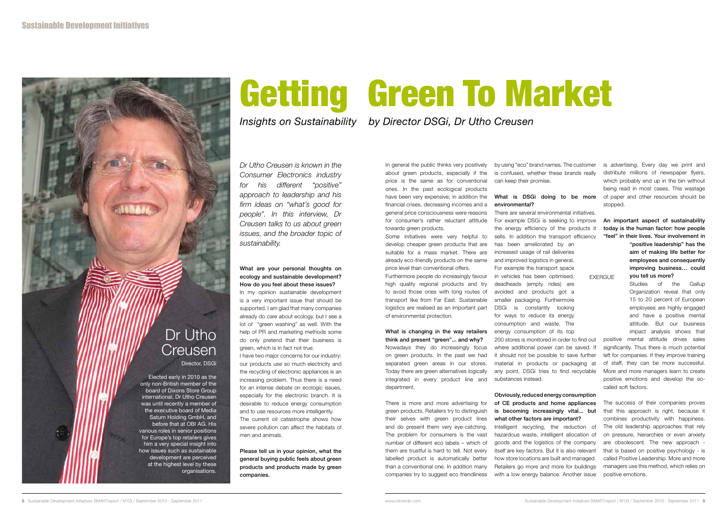# Getting Green To Market

*Insights on Sustainability by Director DSGi, Dr Utho Creusen*

*Dr Utho Creusen is known in the Consumer Electronics industry for his different "positive" approach to leadership and his firm ideas on "what's good for people". In this interview, Dr Creusen talks to us about green issues, and the broader topic of sustainability.*

## Dr Utho Creusen

Director, DSGi

Elected early in 2010 as the only non-British member of the executive board of Dixons Store Group international, Dr Utho Creusen was until recently a member of the executive board of Media Saturn Holding GmbH, and before that at OBI AG. His various roles in senior positions for Europe's top retailers gives him a very special insight into how issues such as sustainable development are perceived at the highest level by these organisations.

**What are your personal thoughts on ecology and sustainable development? How do you feel about these issues?**

In my opinion sustainable development is a very important issue that should be supported. I am glad that many companies already do care about ecology, but I see a lot of "green washing" as well. With the help of PR and marketing methods some do only pretend that their business is green, which is in fact not true.

I have two major concerns for our industry: our products use so much electricity and the recycling of electronic appliances is an increasing problem. Thus there is a need for an intense debate on ecologic issues, especially for the electronic branch. It is desirable to reduce energy consumption and to use resources more intelligently.

The current oil catastrophe shows how severe pollution can affect the habitats of men and animals.

**Please tell us in your opinion, what the general buying public feels about green products and products made by green companies.**

In general the public thinks very positively about green products, especially if the price is the same as for conventional ones. In the past ecological products have been very expensive; in addition the financial crises, decreasing incomes and a general price consciousness were reasons for consumer's rather reluctant attitude towards green products.

Some initiatives were very helpful to develop cheaper green products that are suitable for a mass market. There are already eco-friendly products on the same price level than conventional offers.

Furthermore people do increasingly favour high quality regional products and try to avoid those ones with long routes of transport like from Far East. Sustainable logistics are realised as an important part of environmental protection.

**What is changing in the way retailers think and present "green"... and why?**

Nowadays they do increasingly focus on green products. In the past we had separated green areas in our stores. Today there are green alternatives logically integrated in every product line and department.

There is more and more advertising for green products. Retailers try to distinguish their selves with green product lines and do present them very eye-catching. The problem for consumers is the vast number of different eco labels – which of them are trustful is hard to tell. Not every labelled product is automatically better than a conventional one. In addition many companies try to suggest eco friendliness by using "eco" brand names. The customer is confused, whether these brands really can keep their promise.

**What is DSGi doing to be more environmental?**

There are several environmental initiatives. For example DSGi is seeking to improve the energy efficiency of the products it sells. In addition the transport efficiency has been ameliorated by an increased usage of rail deliveries and improved logistics in general. For example the transport space in vehicles has been optimised, deadheads (empty rides) are avoided and products got a smaller packaging. Furthermore DSGi is constantly looking for ways to reduce its energy consumption and waste. The energy consumption of its top 200 stores is monitored in order to find out where additional power can be saved. If it should not be possible to save further material in products or packaging at any point, DSGi tries to find recyclable substances instead.

**Obviously, reduced energy consumption of CE products and home appliances is becoming increasingly vital... but what other factors are important?**

Intelligent recycling, the reduction of hazardous waste, intelligent allocation of goods and the logistics of the company itself are key factors. But it is also relevant how store locations are built and managed. Retailers go more and more for buildings with a low energy balance. Another issue is advertising. Every day we print and distribute millions of newspaper flyers, which probably end up in the bin without being read in most cases. This wastage of paper and other resources should be stopped.

EXERGUE

**An important aspect of sustainability today is the human factor: how people "feel" in their lives. Your involvement in "positive leadership" has the aim of making life better for employees and consequently improving business... could you tell us more?**

Studies of the Gallup Organization reveal that only 15 to 20 percent of European employees are highly engaged and have a positive mental attitude. But our business impact analysis shows that positive mental attitude drives sales significantly. Thus there is much potential left for companies. If they improve training of staff, they can be more successful. More and more managers learn to create positive emotions and develop the so-called soft factors.

The success of their companies proves that this approach is right, because it combines productivity with happiness. The old leadership approaches that rely on pressure, hierarchies or even anxiety are obsolescent. The new approach - that is based on positive psychology - is called Positive Leadership. More and more managers use this method, which relies on positive emotions.